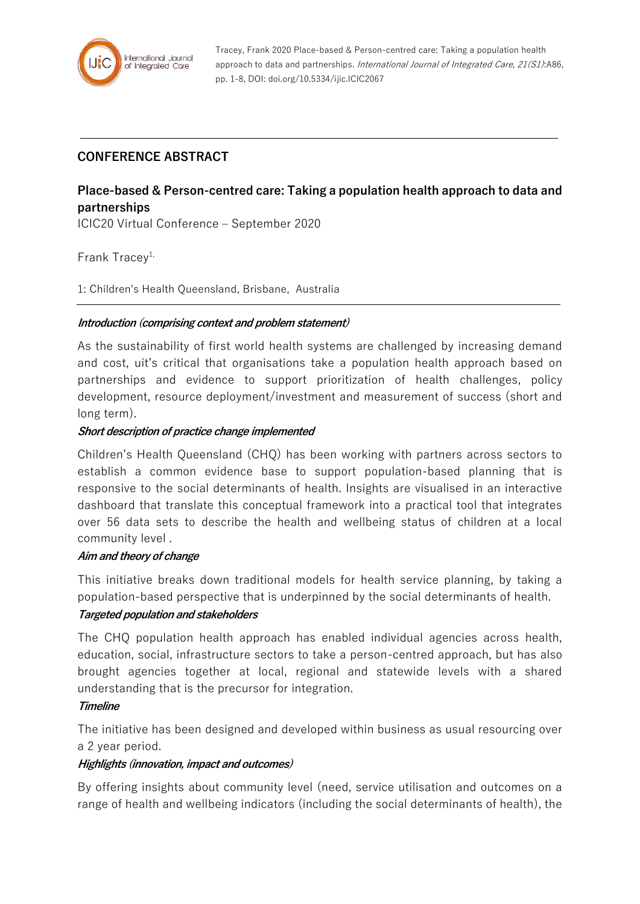Tracey, Frank 2020 Place-based & Person-centred care: Taking a population health approach to data and partnerships. *International Journal of Integrated Care, 21(S1)*:A86, pp. 1-8, DOI: doi.org/10.5334/ijic.ICIC2067

---

## CONFERENCE ABSTRACT

### Place-based & Person-centred care: Taking a population health approach to data and partnerships

ICIC20 Virtual Conference – September 2020

Frank Tracey[1,]

1: Children's Health Queensland, Brisbane, Australia

---

***Introduction (comprising context and problem statement)***

As the sustainability of first world health systems are challenged by increasing demand and cost, uit's critical that organisations take a population health approach based on partnerships and evidence to support prioritization of health challenges, policy development, resource deployment/investment and measurement of success (short and long term).

***Short description of practice change implemented***

Children's Health Queensland (CHQ) has been working with partners across sectors to establish a common evidence base to support population-based planning that is responsive to the social determinants of health. Insights are visualised in an interactive dashboard that translate this conceptual framework into a practical tool that integrates over 56 data sets to describe the health and wellbeing status of children at a local community level .

***Aim and theory of change***

This initiative breaks down traditional models for health service planning, by taking a population-based perspective that is underpinned by the social determinants of health.

***Targeted population and stakeholders***

The CHQ population health approach has enabled individual agencies across health, education, social, infrastructure sectors to take a person-centred approach, but has also brought agencies together at local, regional and statewide levels with a shared understanding that is the precursor for integration.

***Timeline***

The initiative has been designed and developed within business as usual resourcing over a 2 year period.

***Highlights (innovation, impact and outcomes)***

By offering insights about community level (need, service utilisation and outcomes on a range of health and wellbeing indicators (including the social determinants of health), the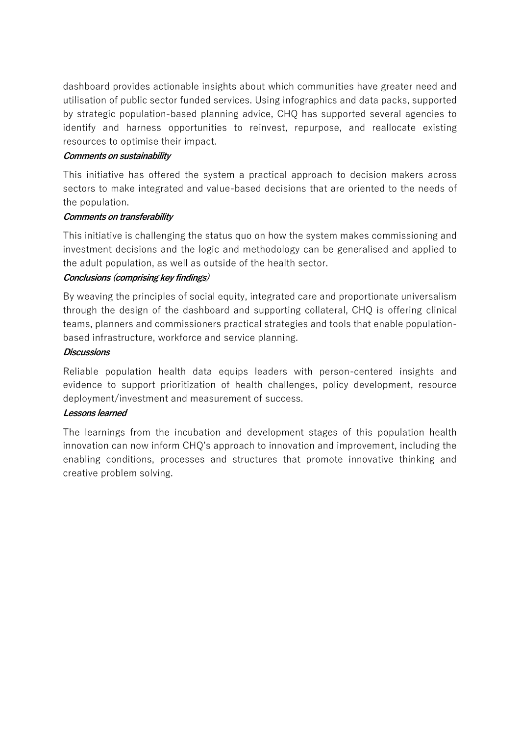dashboard provides actionable insights about which communities have greater need and utilisation of public sector funded services. Using infographics and data packs, supported by strategic population-based planning advice, CHQ has supported several agencies to identify and harness opportunities to reinvest, repurpose, and reallocate existing resources to optimise their impact.

***Comments on sustainability***

This initiative has offered the system a practical approach to decision makers across sectors to make integrated and value-based decisions that are oriented to the needs of the population.

***Comments on transferability***

This initiative is challenging the status quo on how the system makes commissioning and investment decisions and the logic and methodology can be generalised and applied to the adult population, as well as outside of the health sector.

***Conclusions (comprising key findings)***

By weaving the principles of social equity, integrated care and proportionate universalism through the design of the dashboard and supporting collateral, CHQ is offering clinical teams, planners and commissioners practical strategies and tools that enable population-based infrastructure, workforce and service planning.

***Discussions***

Reliable population health data equips leaders with person-centered insights and evidence to support prioritization of health challenges, policy development, resource deployment/investment and measurement of success.

***Lessons learned***

The learnings from the incubation and development stages of this population health innovation can now inform CHQ's approach to innovation and improvement, including the enabling conditions, processes and structures that promote innovative thinking and creative problem solving.